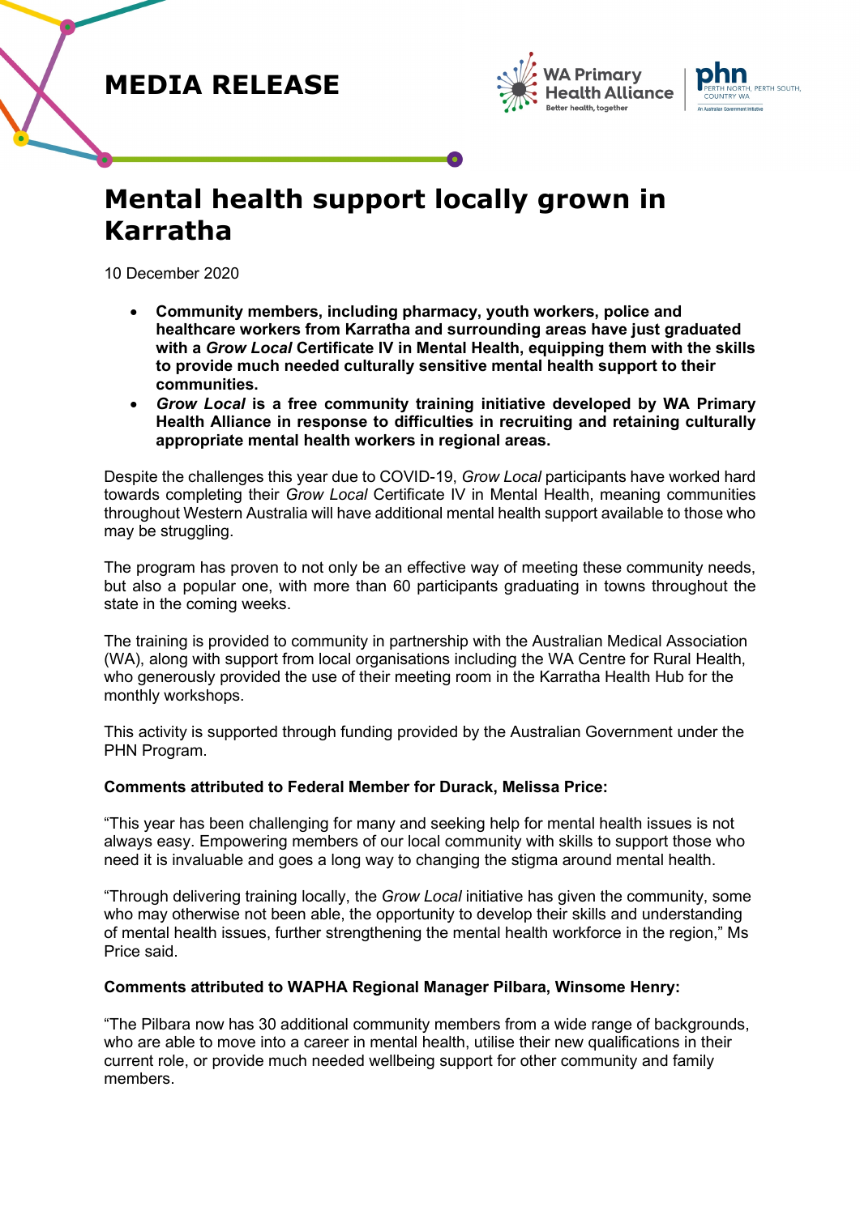# MEDIA RELEASE

# Mental health support locally grown in Karratha

10 December 2020

- **Community members, including pharmacy, youth workers, police and healthcare workers from Karratha and surrounding areas have just graduated with a *Grow Local* Certificate IV in Mental Health, equipping them with the skills to provide much needed culturally sensitive mental health support to their communities.**
- ***Grow Local* is a free community training initiative developed by WA Primary Health Alliance in response to difficulties in recruiting and retaining culturally appropriate mental health workers in regional areas.**

Despite the challenges this year due to COVID-19, *Grow Local* participants have worked hard towards completing their *Grow Local* Certificate IV in Mental Health, meaning communities throughout Western Australia will have additional mental health support available to those who may be struggling.

The program has proven to not only be an effective way of meeting these community needs, but also a popular one, with more than 60 participants graduating in towns throughout the state in the coming weeks.

The training is provided to community in partnership with the Australian Medical Association (WA), along with support from local organisations including the WA Centre for Rural Health, who generously provided the use of their meeting room in the Karratha Health Hub for the monthly workshops.

This activity is supported through funding provided by the Australian Government under the PHN Program.

**Comments attributed to Federal Member for Durack, Melissa Price:**

"This year has been challenging for many and seeking help for mental health issues is not always easy. Empowering members of our local community with skills to support those who need it is invaluable and goes a long way to changing the stigma around mental health.

"Through delivering training locally, the *Grow Local* initiative has given the community, some who may otherwise not been able, the opportunity to develop their skills and understanding of mental health issues, further strengthening the mental health workforce in the region," Ms Price said.

**Comments attributed to WAPHA Regional Manager Pilbara, Winsome Henry:**

"The Pilbara now has 30 additional community members from a wide range of backgrounds, who are able to move into a career in mental health, utilise their new qualifications in their current role, or provide much needed wellbeing support for other community and family members.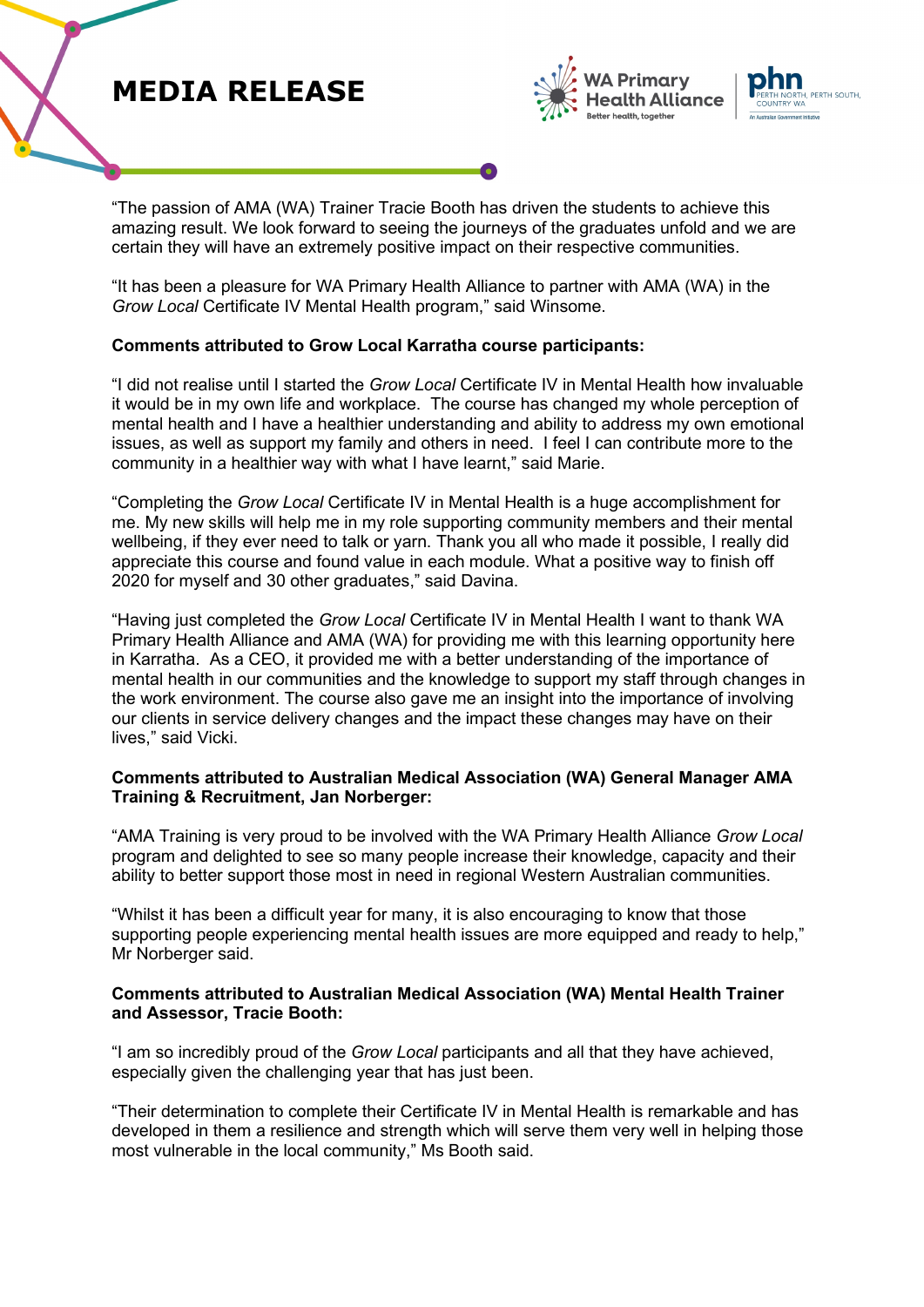"The passion of AMA (WA) Trainer Tracie Booth has driven the students to achieve this amazing result. We look forward to seeing the journeys of the graduates unfold and we are certain they will have an extremely positive impact on their respective communities.

"It has been a pleasure for WA Primary Health Alliance to partner with AMA (WA) in the *Grow Local* Certificate IV Mental Health program," said Winsome.

**Comments attributed to Grow Local Karratha course participants:**

"I did not realise until I started the *Grow Local* Certificate IV in Mental Health how invaluable it would be in my own life and workplace. The course has changed my whole perception of mental health and I have a healthier understanding and ability to address my own emotional issues, as well as support my family and others in need. I feel I can contribute more to the community in a healthier way with what I have learnt," said Marie.

"Completing the *Grow Local* Certificate IV in Mental Health is a huge accomplishment for me. My new skills will help me in my role supporting community members and their mental wellbeing, if they ever need to talk or yarn. Thank you all who made it possible, I really did appreciate this course and found value in each module. What a positive way to finish off 2020 for myself and 30 other graduates," said Davina.

"Having just completed the *Grow Local* Certificate IV in Mental Health I want to thank WA Primary Health Alliance and AMA (WA) for providing me with this learning opportunity here in Karratha. As a CEO, it provided me with a better understanding of the importance of mental health in our communities and the knowledge to support my staff through changes in the work environment. The course also gave me an insight into the importance of involving our clients in service delivery changes and the impact these changes may have on their lives," said Vicki.

**Comments attributed to Australian Medical Association (WA) General Manager AMA Training & Recruitment, Jan Norberger:**

"AMA Training is very proud to be involved with the WA Primary Health Alliance *Grow Local* program and delighted to see so many people increase their knowledge, capacity and their ability to better support those most in need in regional Western Australian communities.

"Whilst it has been a difficult year for many, it is also encouraging to know that those supporting people experiencing mental health issues are more equipped and ready to help," Mr Norberger said.

**Comments attributed to Australian Medical Association (WA) Mental Health Trainer and Assessor, Tracie Booth:**

"I am so incredibly proud of the *Grow Local* participants and all that they have achieved, especially given the challenging year that has just been.

"Their determination to complete their Certificate IV in Mental Health is remarkable and has developed in them a resilience and strength which will serve them very well in helping those most vulnerable in the local community," Ms Booth said.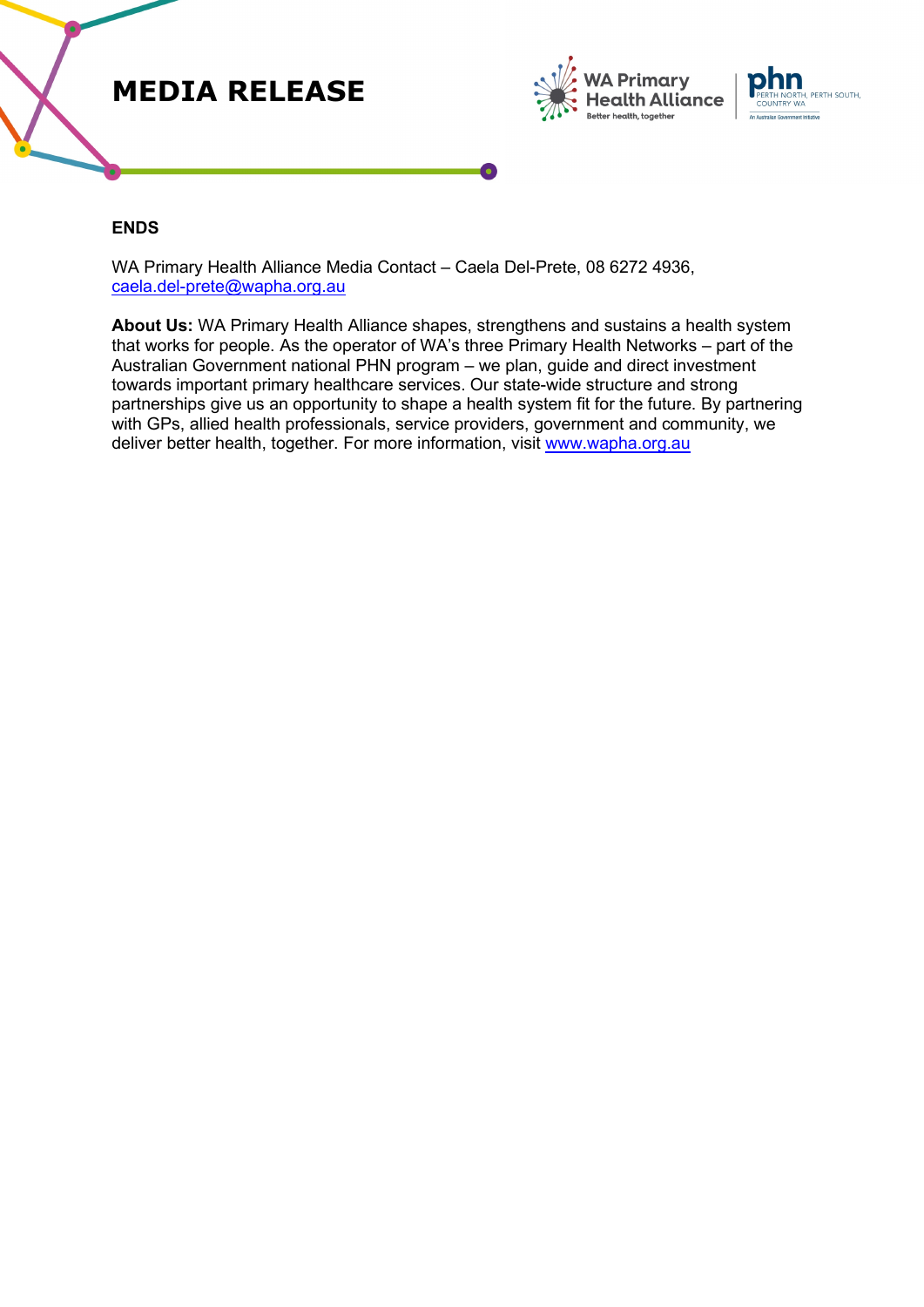**ENDS**

WA Primary Health Alliance Media Contact – Caela Del-Prete, 08 6272 4936, caela.del-prete@wapha.org.au

**About Us:** WA Primary Health Alliance shapes, strengthens and sustains a health system that works for people. As the operator of WA's three Primary Health Networks – part of the Australian Government national PHN program – we plan, guide and direct investment towards important primary healthcare services. Our state-wide structure and strong partnerships give us an opportunity to shape a health system fit for the future. By partnering with GPs, allied health professionals, service providers, government and community, we deliver better health, together. For more information, visit www.wapha.org.au